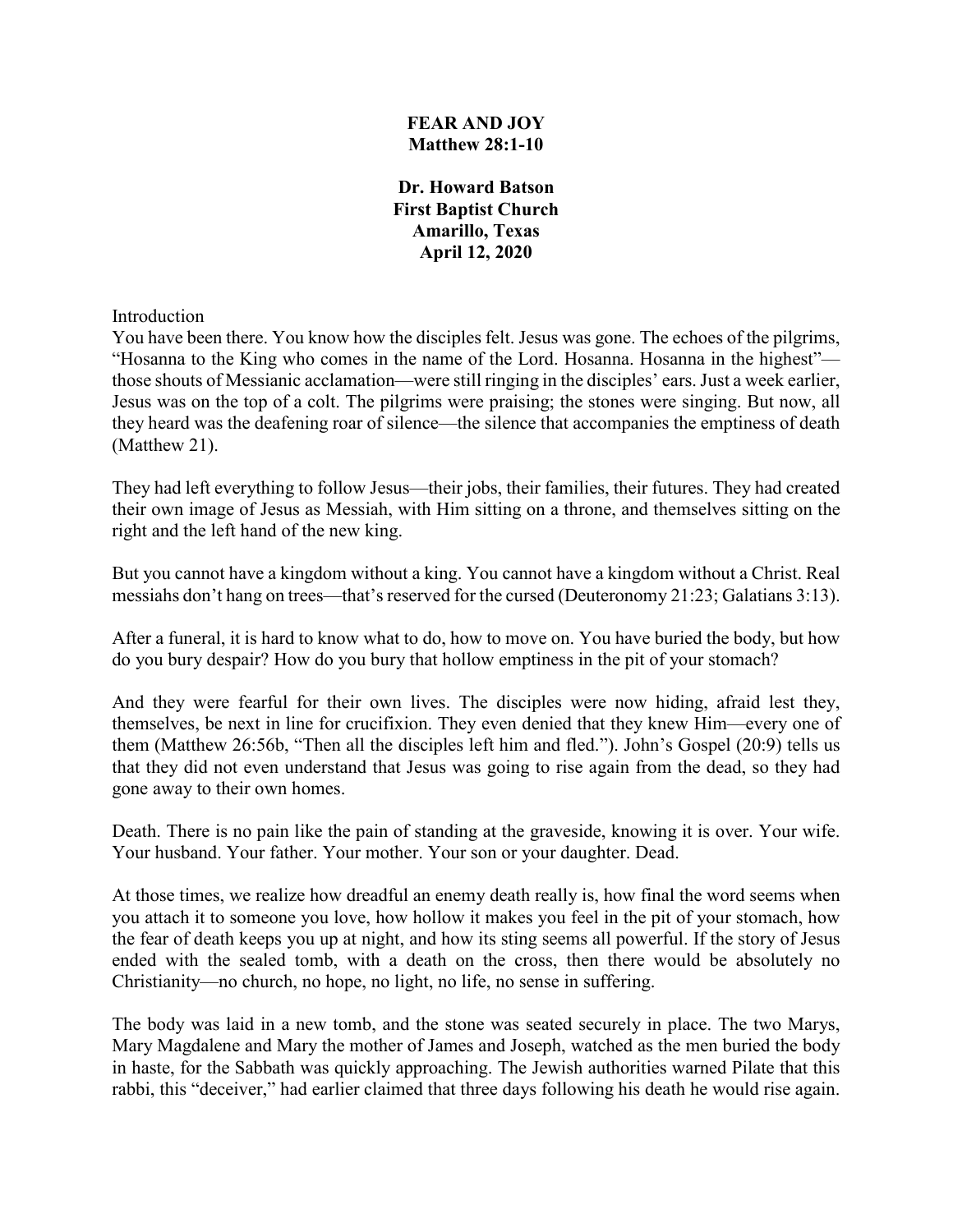# FEAR AND JOY
## Matthew 28:1-10

**Dr. Howard Batson**
**First Baptist Church**
**Amarillo, Texas**
**April 12, 2020**

Introduction

You have been there. You know how the disciples felt. Jesus was gone. The echoes of the pilgrims, "Hosanna to the King who comes in the name of the Lord. Hosanna. Hosanna in the highest"—those shouts of Messianic acclamation—were still ringing in the disciples' ears. Just a week earlier, Jesus was on the top of a colt. The pilgrims were praising; the stones were singing. But now, all they heard was the deafening roar of silence—the silence that accompanies the emptiness of death (Matthew 21).

They had left everything to follow Jesus—their jobs, their families, their futures. They had created their own image of Jesus as Messiah, with Him sitting on a throne, and themselves sitting on the right and the left hand of the new king.

But you cannot have a kingdom without a king. You cannot have a kingdom without a Christ. Real messiahs don't hang on trees—that's reserved for the cursed (Deuteronomy 21:23; Galatians 3:13).

After a funeral, it is hard to know what to do, how to move on. You have buried the body, but how do you bury despair? How do you bury that hollow emptiness in the pit of your stomach?

And they were fearful for their own lives. The disciples were now hiding, afraid lest they, themselves, be next in line for crucifixion. They even denied that they knew Him—every one of them (Matthew 26:56b, "Then all the disciples left him and fled."). John's Gospel (20:9) tells us that they did not even understand that Jesus was going to rise again from the dead, so they had gone away to their own homes.

Death. There is no pain like the pain of standing at the graveside, knowing it is over. Your wife. Your husband. Your father. Your mother. Your son or your daughter. Dead.

At those times, we realize how dreadful an enemy death really is, how final the word seems when you attach it to someone you love, how hollow it makes you feel in the pit of your stomach, how the fear of death keeps you up at night, and how its sting seems all powerful. If the story of Jesus ended with the sealed tomb, with a death on the cross, then there would be absolutely no Christianity—no church, no hope, no light, no life, no sense in suffering.

The body was laid in a new tomb, and the stone was seated securely in place. The two Marys, Mary Magdalene and Mary the mother of James and Joseph, watched as the men buried the body in haste, for the Sabbath was quickly approaching. The Jewish authorities warned Pilate that this rabbi, this "deceiver," had earlier claimed that three days following his death he would rise again.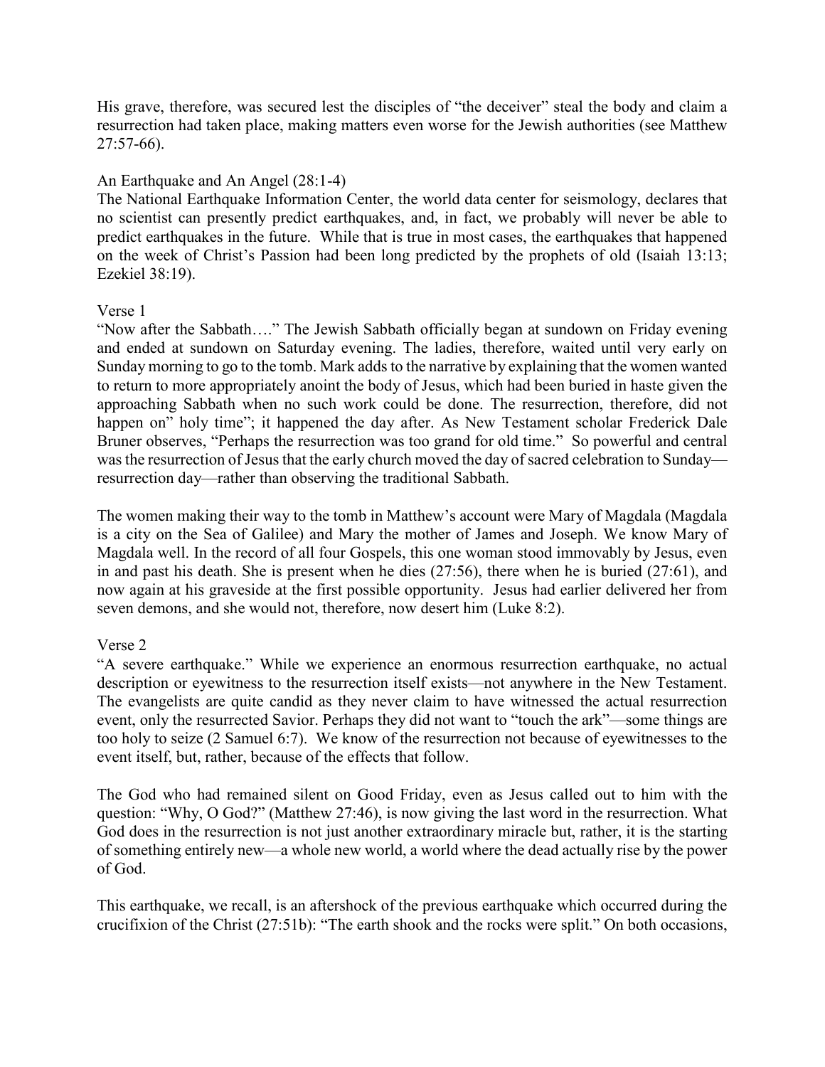His grave, therefore, was secured lest the disciples of "the deceiver" steal the body and claim a resurrection had taken place, making matters even worse for the Jewish authorities (see Matthew 27:57-66).

An Earthquake and An Angel (28:1-4)

The National Earthquake Information Center, the world data center for seismology, declares that no scientist can presently predict earthquakes, and, in fact, we probably will never be able to predict earthquakes in the future. While that is true in most cases, the earthquakes that happened on the week of Christ's Passion had been long predicted by the prophets of old (Isaiah 13:13; Ezekiel 38:19).

Verse 1

"Now after the Sabbath…." The Jewish Sabbath officially began at sundown on Friday evening and ended at sundown on Saturday evening. The ladies, therefore, waited until very early on Sunday morning to go to the tomb. Mark adds to the narrative by explaining that the women wanted to return to more appropriately anoint the body of Jesus, which had been buried in haste given the approaching Sabbath when no such work could be done. The resurrection, therefore, did not happen on" holy time"; it happened the day after. As New Testament scholar Frederick Dale Bruner observes, "Perhaps the resurrection was too grand for old time." So powerful and central was the resurrection of Jesus that the early church moved the day of sacred celebration to Sunday—resurrection day—rather than observing the traditional Sabbath.

The women making their way to the tomb in Matthew's account were Mary of Magdala (Magdala is a city on the Sea of Galilee) and Mary the mother of James and Joseph. We know Mary of Magdala well. In the record of all four Gospels, this one woman stood immovably by Jesus, even in and past his death. She is present when he dies (27:56), there when he is buried (27:61), and now again at his graveside at the first possible opportunity. Jesus had earlier delivered her from seven demons, and she would not, therefore, now desert him (Luke 8:2).

Verse 2

"A severe earthquake." While we experience an enormous resurrection earthquake, no actual description or eyewitness to the resurrection itself exists—not anywhere in the New Testament. The evangelists are quite candid as they never claim to have witnessed the actual resurrection event, only the resurrected Savior. Perhaps they did not want to "touch the ark"—some things are too holy to seize (2 Samuel 6:7). We know of the resurrection not because of eyewitnesses to the event itself, but, rather, because of the effects that follow.

The God who had remained silent on Good Friday, even as Jesus called out to him with the question: "Why, O God?" (Matthew 27:46), is now giving the last word in the resurrection. What God does in the resurrection is not just another extraordinary miracle but, rather, it is the starting of something entirely new—a whole new world, a world where the dead actually rise by the power of God.

This earthquake, we recall, is an aftershock of the previous earthquake which occurred during the crucifixion of the Christ (27:51b): "The earth shook and the rocks were split." On both occasions,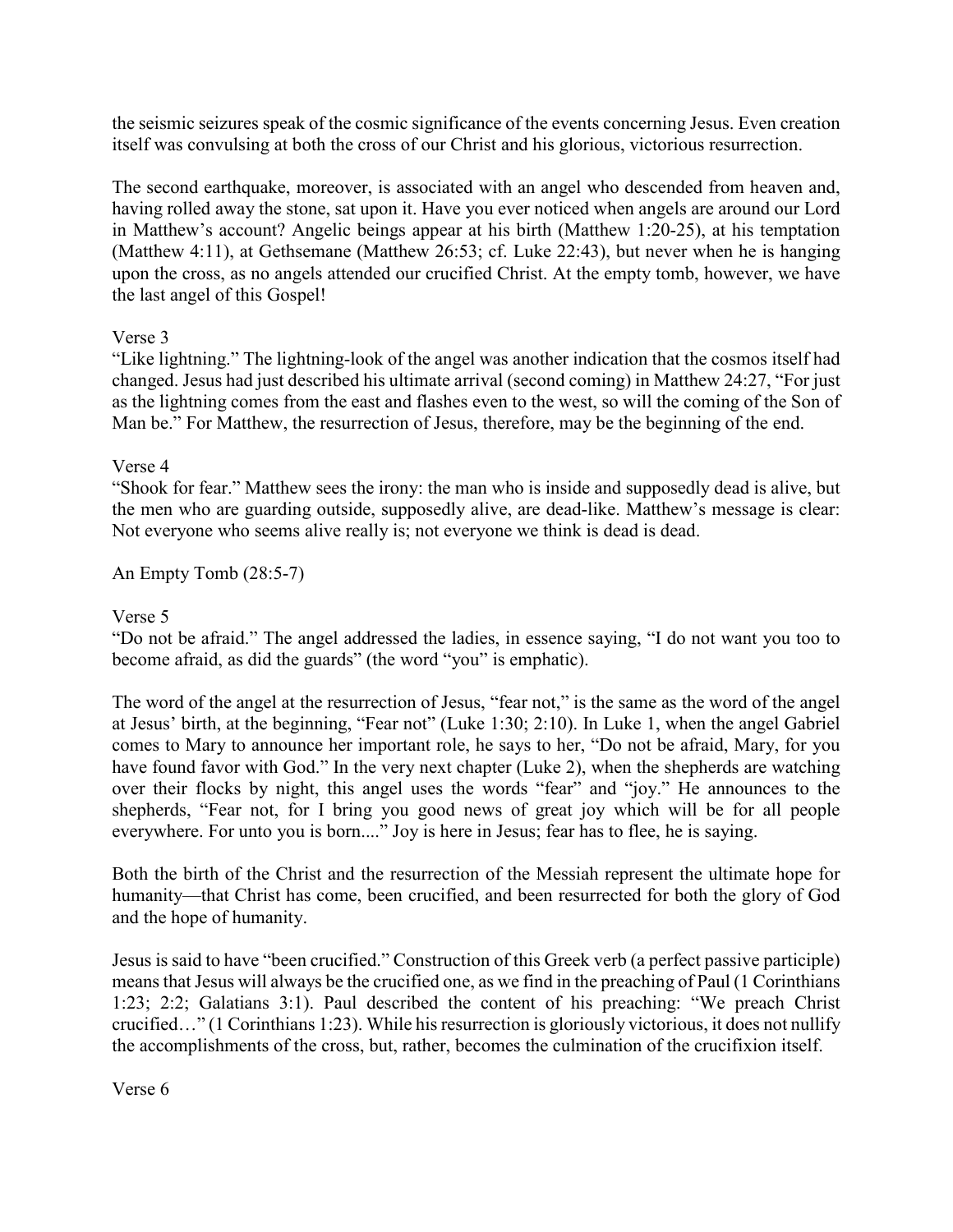the seismic seizures speak of the cosmic significance of the events concerning Jesus. Even creation itself was convulsing at both the cross of our Christ and his glorious, victorious resurrection.

The second earthquake, moreover, is associated with an angel who descended from heaven and, having rolled away the stone, sat upon it. Have you ever noticed when angels are around our Lord in Matthew's account? Angelic beings appear at his birth (Matthew 1:20-25), at his temptation (Matthew 4:11), at Gethsemane (Matthew 26:53; cf. Luke 22:43), but never when he is hanging upon the cross, as no angels attended our crucified Christ. At the empty tomb, however, we have the last angel of this Gospel!

Verse 3

"Like lightning." The lightning-look of the angel was another indication that the cosmos itself had changed. Jesus had just described his ultimate arrival (second coming) in Matthew 24:27, "For just as the lightning comes from the east and flashes even to the west, so will the coming of the Son of Man be." For Matthew, the resurrection of Jesus, therefore, may be the beginning of the end.

Verse 4

"Shook for fear." Matthew sees the irony: the man who is inside and supposedly dead is alive, but the men who are guarding outside, supposedly alive, are dead-like. Matthew's message is clear: Not everyone who seems alive really is; not everyone we think is dead is dead.

An Empty Tomb (28:5-7)

Verse 5

"Do not be afraid." The angel addressed the ladies, in essence saying, "I do not want you too to become afraid, as did the guards" (the word "you" is emphatic).

The word of the angel at the resurrection of Jesus, "fear not," is the same as the word of the angel at Jesus' birth, at the beginning, "Fear not" (Luke 1:30; 2:10). In Luke 1, when the angel Gabriel comes to Mary to announce her important role, he says to her, "Do not be afraid, Mary, for you have found favor with God." In the very next chapter (Luke 2), when the shepherds are watching over their flocks by night, this angel uses the words "fear" and "joy." He announces to the shepherds, "Fear not, for I bring you good news of great joy which will be for all people everywhere. For unto you is born...." Joy is here in Jesus; fear has to flee, he is saying.

Both the birth of the Christ and the resurrection of the Messiah represent the ultimate hope for humanity—that Christ has come, been crucified, and been resurrected for both the glory of God and the hope of humanity.

Jesus is said to have "been crucified." Construction of this Greek verb (a perfect passive participle) means that Jesus will always be the crucified one, as we find in the preaching of Paul (1 Corinthians 1:23; 2:2; Galatians 3:1). Paul described the content of his preaching: "We preach Christ crucified…" (1 Corinthians 1:23). While his resurrection is gloriously victorious, it does not nullify the accomplishments of the cross, but, rather, becomes the culmination of the crucifixion itself.

Verse 6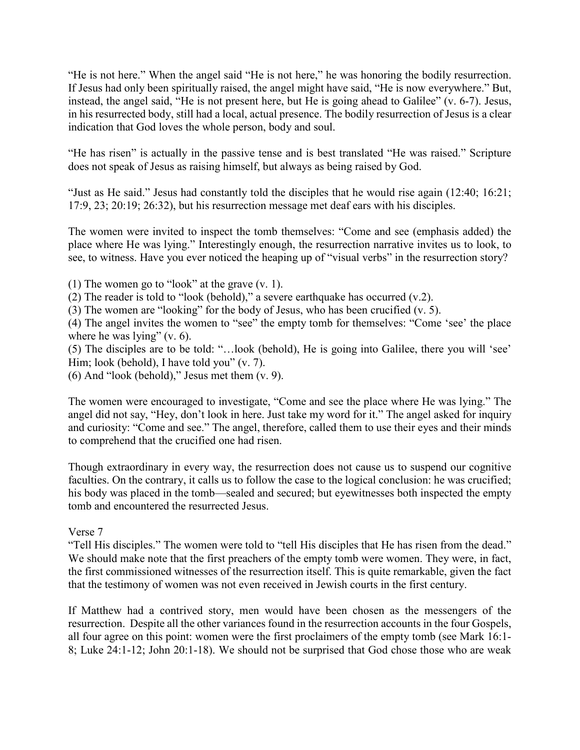"He is not here." When the angel said "He is not here," he was honoring the bodily resurrection. If Jesus had only been spiritually raised, the angel might have said, "He is now everywhere." But, instead, the angel said, "He is not present here, but He is going ahead to Galilee" (v. 6-7). Jesus, in his resurrected body, still had a local, actual presence. The bodily resurrection of Jesus is a clear indication that God loves the whole person, body and soul.

"He has risen" is actually in the passive tense and is best translated "He was raised." Scripture does not speak of Jesus as raising himself, but always as being raised by God.

"Just as He said." Jesus had constantly told the disciples that he would rise again (12:40; 16:21; 17:9, 23; 20:19; 26:32), but his resurrection message met deaf ears with his disciples.

The women were invited to inspect the tomb themselves: "Come and see (emphasis added) the place where He was lying." Interestingly enough, the resurrection narrative invites us to look, to see, to witness. Have you ever noticed the heaping up of "visual verbs" in the resurrection story?

(1) The women go to "look" at the grave (v. 1).
(2) The reader is told to "look (behold)," a severe earthquake has occurred (v.2).
(3) The women are "looking" for the body of Jesus, who has been crucified (v. 5).
(4) The angel invites the women to "see" the empty tomb for themselves: "Come 'see' the place where he was lying" (v. 6).
(5) The disciples are to be told: "…look (behold), He is going into Galilee, there you will 'see' Him; look (behold), I have told you" (v. 7).
(6) And "look (behold)," Jesus met them (v. 9).

The women were encouraged to investigate, "Come and see the place where He was lying." The angel did not say, "Hey, don't look in here. Just take my word for it." The angel asked for inquiry and curiosity: "Come and see." The angel, therefore, called them to use their eyes and their minds to comprehend that the crucified one had risen.

Though extraordinary in every way, the resurrection does not cause us to suspend our cognitive faculties. On the contrary, it calls us to follow the case to the logical conclusion: he was crucified; his body was placed in the tomb—sealed and secured; but eyewitnesses both inspected the empty tomb and encountered the resurrected Jesus.

Verse 7

"Tell His disciples." The women were told to "tell His disciples that He has risen from the dead." We should make note that the first preachers of the empty tomb were women. They were, in fact, the first commissioned witnesses of the resurrection itself. This is quite remarkable, given the fact that the testimony of women was not even received in Jewish courts in the first century.

If Matthew had a contrived story, men would have been chosen as the messengers of the resurrection. Despite all the other variances found in the resurrection accounts in the four Gospels, all four agree on this point: women were the first proclaimers of the empty tomb (see Mark 16:1-8; Luke 24:1-12; John 20:1-18). We should not be surprised that God chose those who are weak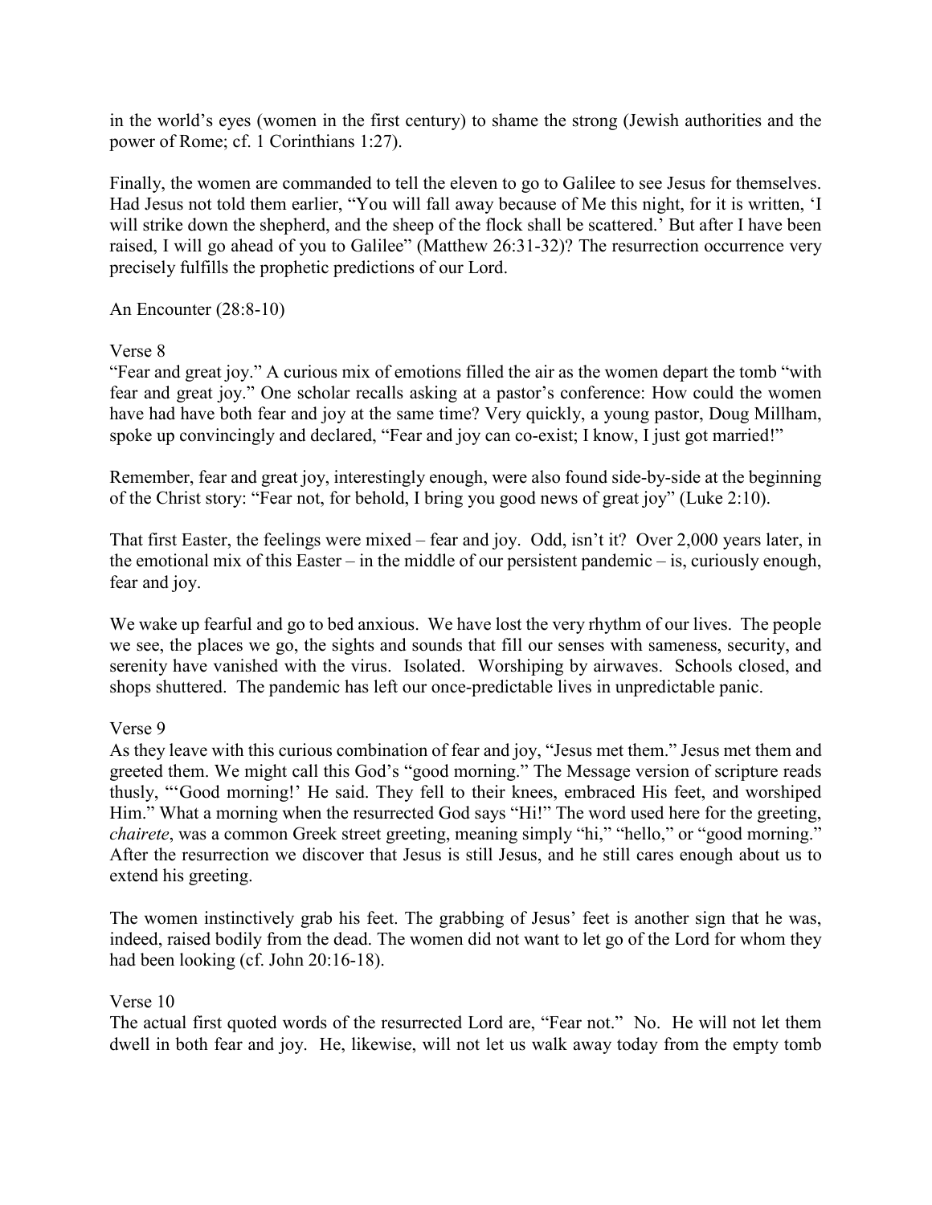in the world's eyes (women in the first century) to shame the strong (Jewish authorities and the power of Rome; cf. 1 Corinthians 1:27).

Finally, the women are commanded to tell the eleven to go to Galilee to see Jesus for themselves. Had Jesus not told them earlier, "You will fall away because of Me this night, for it is written, 'I will strike down the shepherd, and the sheep of the flock shall be scattered.' But after I have been raised, I will go ahead of you to Galilee" (Matthew 26:31-32)? The resurrection occurrence very precisely fulfills the prophetic predictions of our Lord.

An Encounter (28:8-10)

Verse 8

"Fear and great joy." A curious mix of emotions filled the air as the women depart the tomb "with fear and great joy." One scholar recalls asking at a pastor's conference: How could the women have had have both fear and joy at the same time? Very quickly, a young pastor, Doug Millham, spoke up convincingly and declared, "Fear and joy can co-exist; I know, I just got married!"

Remember, fear and great joy, interestingly enough, were also found side-by-side at the beginning of the Christ story: "Fear not, for behold, I bring you good news of great joy" (Luke 2:10).

That first Easter, the feelings were mixed – fear and joy. Odd, isn't it? Over 2,000 years later, in the emotional mix of this Easter – in the middle of our persistent pandemic – is, curiously enough, fear and joy.

We wake up fearful and go to bed anxious. We have lost the very rhythm of our lives. The people we see, the places we go, the sights and sounds that fill our senses with sameness, security, and serenity have vanished with the virus. Isolated. Worshiping by airwaves. Schools closed, and shops shuttered. The pandemic has left our once-predictable lives in unpredictable panic.

Verse 9

As they leave with this curious combination of fear and joy, "Jesus met them." Jesus met them and greeted them. We might call this God's "good morning." The Message version of scripture reads thusly, "'Good morning!' He said. They fell to their knees, embraced His feet, and worshiped Him." What a morning when the resurrected God says "Hi!" The word used here for the greeting, *chairete*, was a common Greek street greeting, meaning simply "hi," "hello," or "good morning." After the resurrection we discover that Jesus is still Jesus, and he still cares enough about us to extend his greeting.

The women instinctively grab his feet. The grabbing of Jesus' feet is another sign that he was, indeed, raised bodily from the dead. The women did not want to let go of the Lord for whom they had been looking (cf. John 20:16-18).

Verse 10

The actual first quoted words of the resurrected Lord are, "Fear not." No. He will not let them dwell in both fear and joy. He, likewise, will not let us walk away today from the empty tomb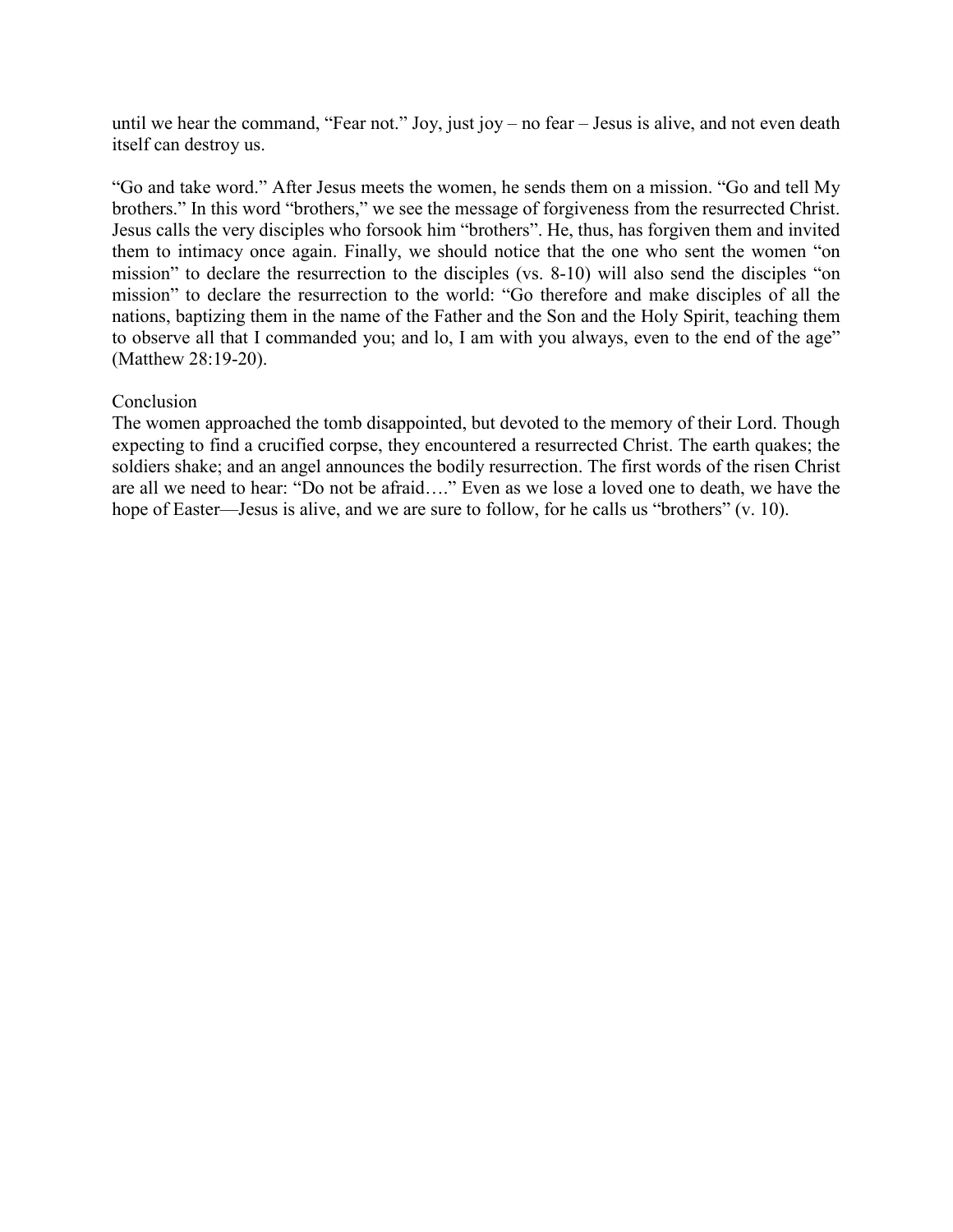until we hear the command, "Fear not." Joy, just joy – no fear – Jesus is alive, and not even death itself can destroy us.

"Go and take word." After Jesus meets the women, he sends them on a mission. "Go and tell My brothers." In this word "brothers," we see the message of forgiveness from the resurrected Christ. Jesus calls the very disciples who forsook him "brothers". He, thus, has forgiven them and invited them to intimacy once again. Finally, we should notice that the one who sent the women "on mission" to declare the resurrection to the disciples (vs. 8-10) will also send the disciples "on mission" to declare the resurrection to the world: "Go therefore and make disciples of all the nations, baptizing them in the name of the Father and the Son and the Holy Spirit, teaching them to observe all that I commanded you; and lo, I am with you always, even to the end of the age" (Matthew 28:19-20).

## Conclusion

The women approached the tomb disappointed, but devoted to the memory of their Lord. Though expecting to find a crucified corpse, they encountered a resurrected Christ. The earth quakes; the soldiers shake; and an angel announces the bodily resurrection. The first words of the risen Christ are all we need to hear: "Do not be afraid…." Even as we lose a loved one to death, we have the hope of Easter—Jesus is alive, and we are sure to follow, for he calls us "brothers" (v. 10).